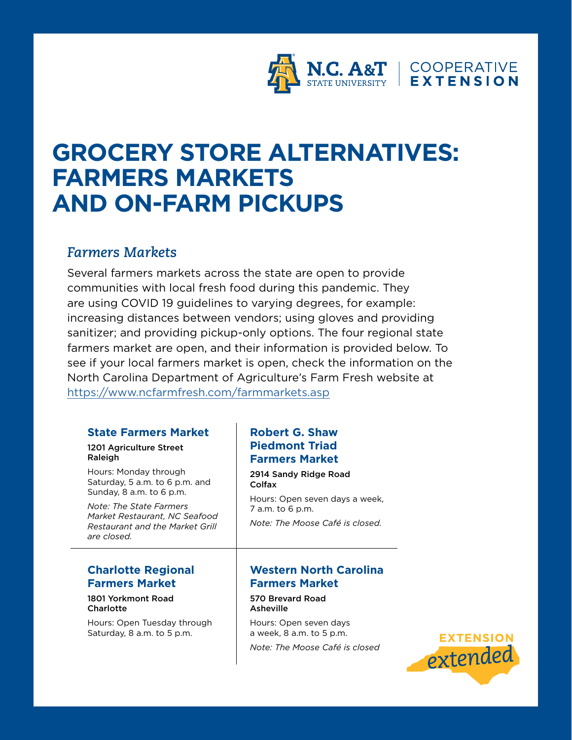N.C. A&T STATE UNIVERSITY | COOPERATIVE EXTENSION

# GROCERY STORE ALTERNATIVES: FARMERS MARKETS AND ON-FARM PICKUPS

## *Farmers Markets*

Several farmers markets across the state are open to provide communities with local fresh food during this pandemic. They are using COVID 19 guidelines to varying degrees, for example: increasing distances between vendors; using gloves and providing sanitizer; and providing pickup-only options. The four regional state farmers market are open, and their information is provided below. To see if your local farmers market is open, check the information on the North Carolina Department of Agriculture's Farm Fresh website at https://www.ncfarmfresh.com/farmmarkets.asp

### State Farmers Market

**1201 Agriculture Street**
**Raleigh**

Hours: Monday through Saturday, 5 a.m. to 6 p.m. and Sunday, 8 a.m. to 6 p.m.

*Note: The State Farmers Market Restaurant, NC Seafood Restaurant and the Market Grill are closed.*

### Robert G. Shaw Piedmont Triad Farmers Market

**2914 Sandy Ridge Road**
**Colfax**

Hours: Open seven days a week, 7 a.m. to 6 p.m.

*Note: The Moose Café is closed.*

### Charlotte Regional Farmers Market

**1801 Yorkmont Road**
**Charlotte**

Hours: Open Tuesday through Saturday, 8 a.m. to 5 p.m.

### Western North Carolina Farmers Market

**570 Brevard Road**
**Asheville**

Hours: Open seven days a week, 8 a.m. to 5 p.m.

*Note: The Moose Café is closed*

EXTENSION extended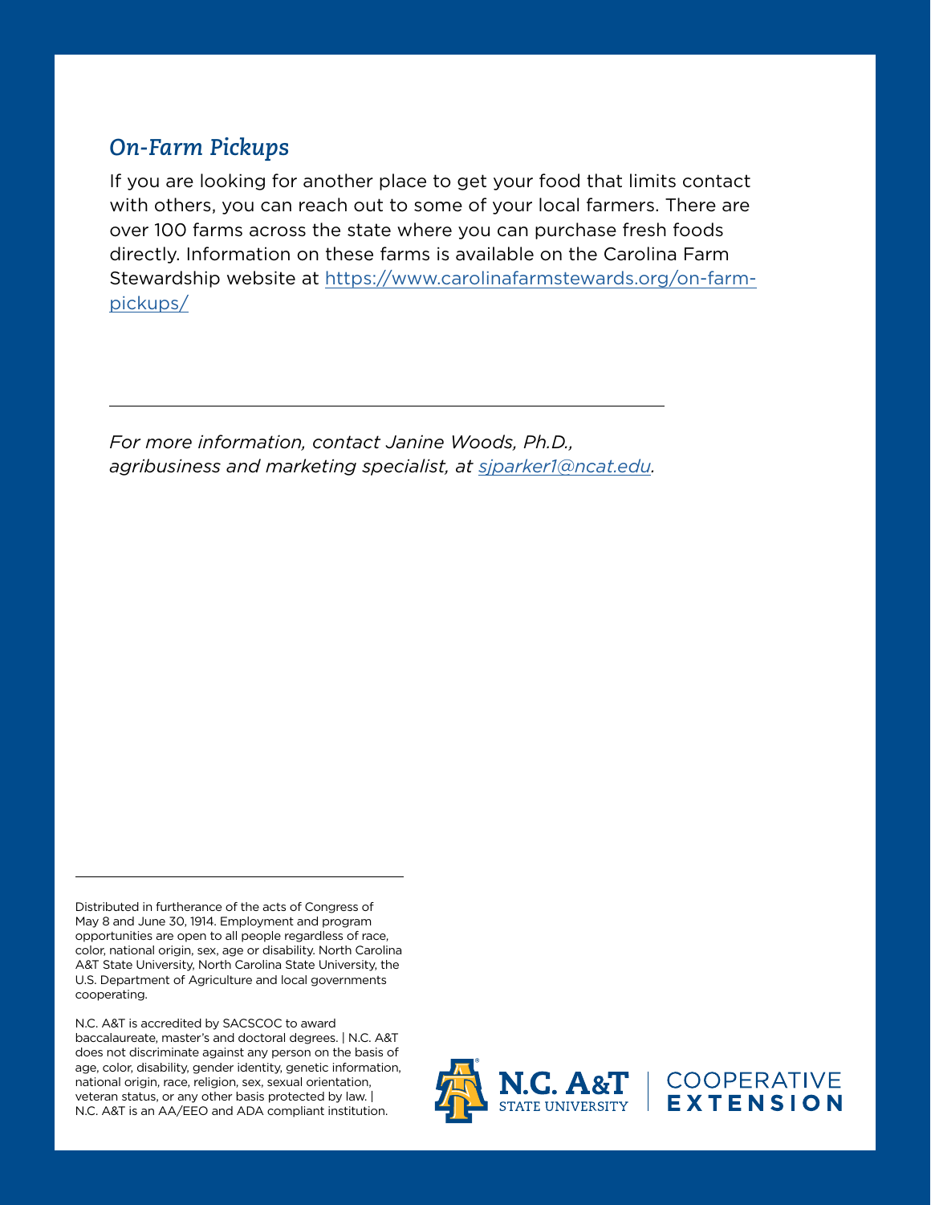## *On-Farm Pickups*

If you are looking for another place to get your food that limits contact with others, you can reach out to some of your local farmers. There are over 100 farms across the state where you can purchase fresh foods directly. Information on these farms is available on the Carolina Farm Stewardship website at https://www.carolinafarmstewards.org/on-farm-pickups/

---

*For more information, contact Janine Woods, Ph.D., agribusiness and marketing specialist, at sjparker1@ncat.edu.*

---

Distributed in furtherance of the acts of Congress of May 8 and June 30, 1914. Employment and program opportunities are open to all people regardless of race, color, national origin, sex, age or disability. North Carolina A&T State University, North Carolina State University, the U.S. Department of Agriculture and local governments cooperating.

N.C. A&T is accredited by SACSCOC to award baccalaureate, master's and doctoral degrees. | N.C. A&T does not discriminate against any person on the basis of age, color, disability, gender identity, genetic information, national origin, race, religion, sex, sexual orientation, veteran status, or any other basis protected by law. | N.C. A&T is an AA/EEO and ADA compliant institution.

N.C. A&T STATE UNIVERSITY | COOPERATIVE EXTENSION